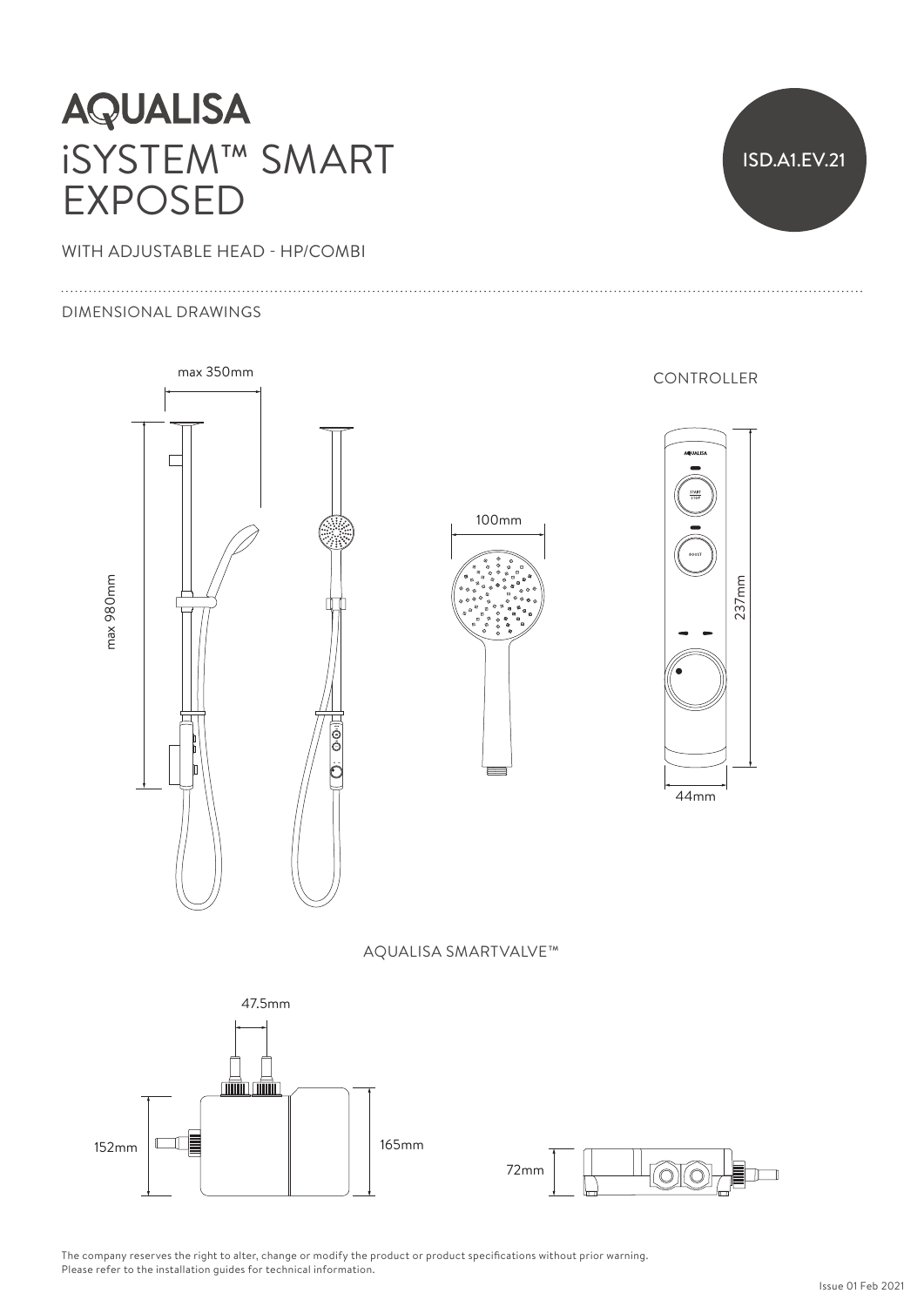# AQUALISA

# iSYSTEM™ SMART EXPOSED

ISD.A1.EV.21

WITH ADJUSTABLE HEAD - HP/COMBI

## DIMENSIONAL DRAWINGS

max 350mm

max 980mm

100mm

CONTROLLER

237mm

44mm

AQUALISA SMARTVALVE™

47.5mm

152mm

165mm

72mm

The company reserves the right to alter, change or modify the product or product specifications without prior warning.
Please refer to the installation guides for technical information.

Issue 01 Feb 2021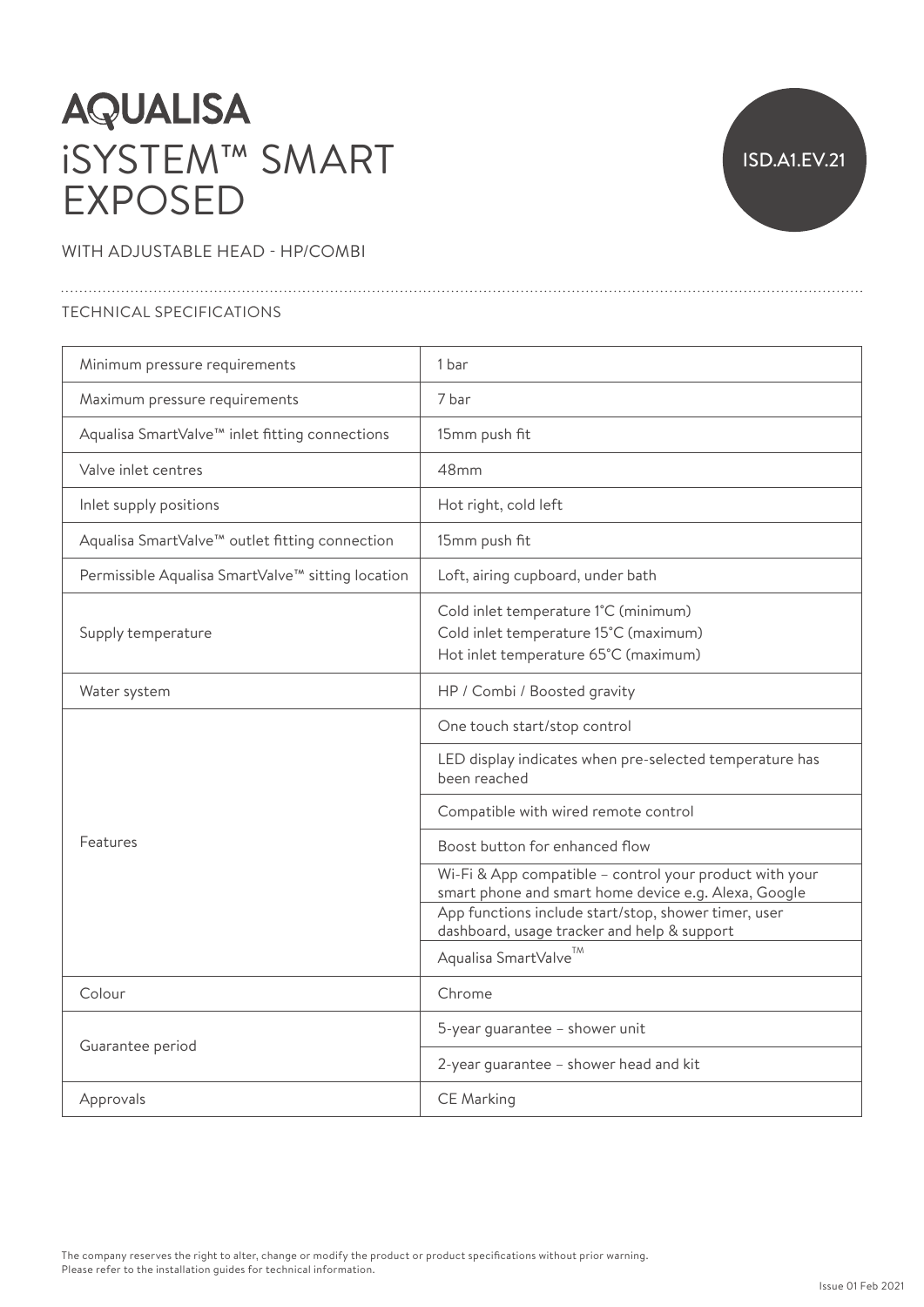# AQUALISA
# iSYSTEM™ SMART EXPOSED

ISD.A1.EV.21

WITH ADJUSTABLE HEAD - HP/COMBI

## TECHNICAL SPECIFICATIONS

| | |
|---|---|
| Minimum pressure requirements | 1 bar |
| Maximum pressure requirements | 7 bar |
| Aqualisa SmartValve™ inlet fitting connections | 15mm push fit |
| Valve inlet centres | 48mm |
| Inlet supply positions | Hot right, cold left |
| Aqualisa SmartValve™ outlet fitting connection | 15mm push fit |
| Permissible Aqualisa SmartValve™ sitting location | Loft, airing cupboard, under bath |
| Supply temperature | Cold inlet temperature 1°C (minimum)<br>Cold inlet temperature 15°C (maximum)<br>Hot inlet temperature 65°C (maximum) |
| Water system | HP / Combi / Boosted gravity |
| Features | One touch start/stop control |
| | LED display indicates when pre-selected temperature has been reached |
| | Compatible with wired remote control |
| | Boost button for enhanced flow |
| | Wi-Fi & App compatible – control your product with your smart phone and smart home device e.g. Alexa, Google |
| | App functions include start/stop, shower timer, user dashboard, usage tracker and help & support |
| | Aqualisa SmartValve™ |
| Colour | Chrome |
| Guarantee period | 5-year guarantee – shower unit |
| | 2-year guarantee – shower head and kit |
| Approvals | CE Marking |

The company reserves the right to alter, change or modify the product or product specifications without prior warning.
Please refer to the installation guides for technical information.

Issue 01 Feb 2021